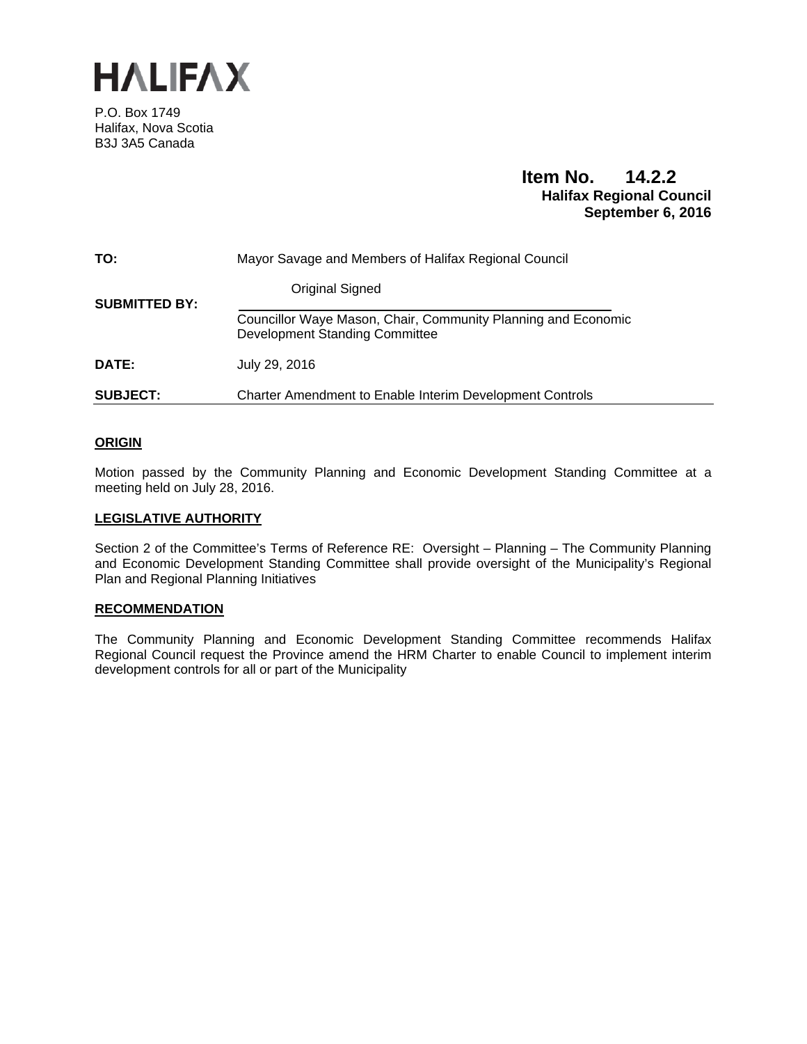# HALIFAX

P.O. Box 1749
Halifax, Nova Scotia
B3J 3A5 Canada

**Item No. 14.2.2**
**Halifax Regional Council**
**September 6, 2016**

| | |
|---|---|
| **TO:** | Mayor Savage and Members of Halifax Regional Council |
| **SUBMITTED BY:** | Original Signed<br>Councillor Waye Mason, Chair, Community Planning and Economic Development Standing Committee |
| **DATE:** | July 29, 2016 |
| **SUBJECT:** | Charter Amendment to Enable Interim Development Controls |

## ORIGIN

Motion passed by the Community Planning and Economic Development Standing Committee at a meeting held on July 28, 2016.

## LEGISLATIVE AUTHORITY

Section 2 of the Committee's Terms of Reference RE: Oversight – Planning – The Community Planning and Economic Development Standing Committee shall provide oversight of the Municipality's Regional Plan and Regional Planning Initiatives

## RECOMMENDATION

The Community Planning and Economic Development Standing Committee recommends Halifax Regional Council request the Province amend the HRM Charter to enable Council to implement interim development controls for all or part of the Municipality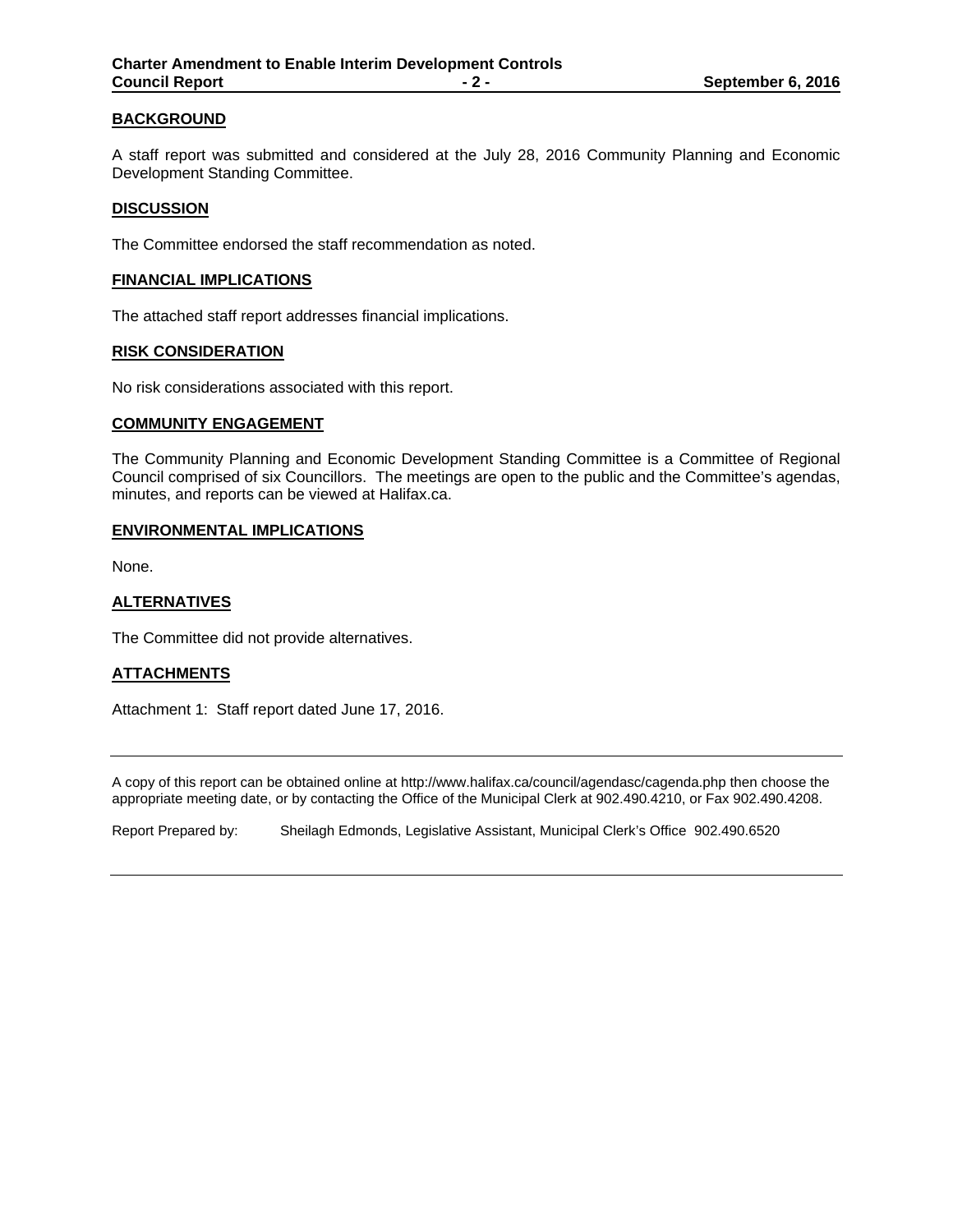## BACKGROUND

A staff report was submitted and considered at the July 28, 2016 Community Planning and Economic Development Standing Committee.

## DISCUSSION

The Committee endorsed the staff recommendation as noted.

## FINANCIAL IMPLICATIONS

The attached staff report addresses financial implications.

## RISK CONSIDERATION

No risk considerations associated with this report.

## COMMUNITY ENGAGEMENT

The Community Planning and Economic Development Standing Committee is a Committee of Regional Council comprised of six Councillors. The meetings are open to the public and the Committee's agendas, minutes, and reports can be viewed at Halifax.ca.

## ENVIRONMENTAL IMPLICATIONS

None.

## ALTERNATIVES

The Committee did not provide alternatives.

## ATTACHMENTS

Attachment 1: Staff report dated June 17, 2016.

---

A copy of this report can be obtained online at http://www.halifax.ca/council/agendasc/cagenda.php then choose the appropriate meeting date, or by contacting the Office of the Municipal Clerk at 902.490.4210, or Fax 902.490.4208.

Report Prepared by: Sheilagh Edmonds, Legislative Assistant, Municipal Clerk's Office 902.490.6520

---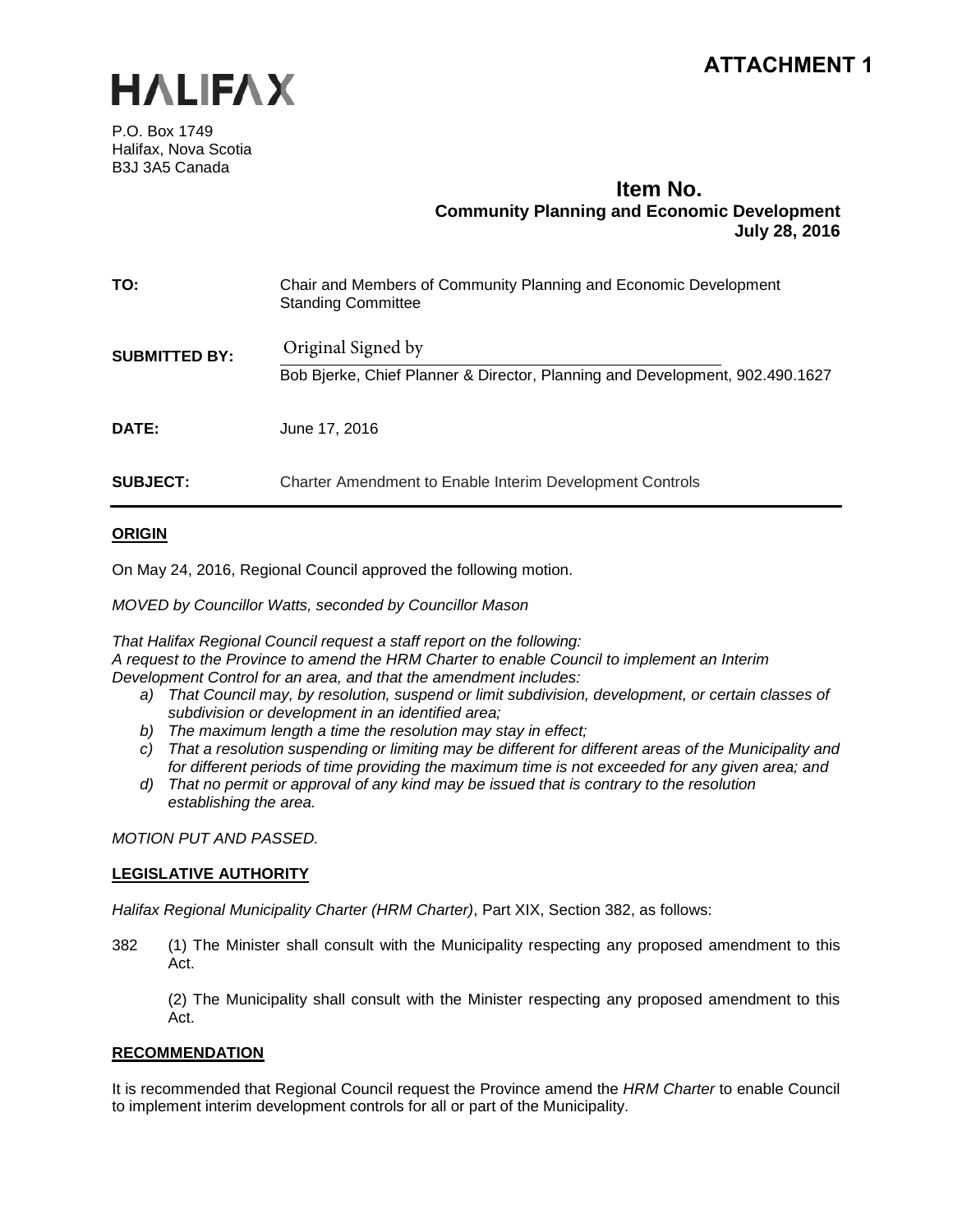# ATTACHMENT 1

**HALIFAX**

P.O. Box 1749
Halifax, Nova Scotia
B3J 3A5 Canada

**Item No.**
**Community Planning and Economic Development**
**July 28, 2016**

| | |
|---|---|
| **TO:** | Chair and Members of Community Planning and Economic Development Standing Committee |
| **SUBMITTED BY:** | Original Signed by<br>Bob Bjerke, Chief Planner & Director, Planning and Development, 902.490.1627 |
| **DATE:** | June 17, 2016 |
| **SUBJECT:** | Charter Amendment to Enable Interim Development Controls |

## ORIGIN

On May 24, 2016, Regional Council approved the following motion.

*MOVED by Councillor Watts, seconded by Councillor Mason*

*That Halifax Regional Council request a staff report on the following:*
*A request to the Province to amend the HRM Charter to enable Council to implement an Interim Development Control for an area, and that the amendment includes:*

- a) *That Council may, by resolution, suspend or limit subdivision, development, or certain classes of subdivision or development in an identified area;*
- b) *The maximum length a time the resolution may stay in effect;*
- c) *That a resolution suspending or limiting may be different for different areas of the Municipality and for different periods of time providing the maximum time is not exceeded for any given area; and*
- d) *That no permit or approval of any kind may be issued that is contrary to the resolution establishing the area.*

*MOTION PUT AND PASSED.*

## LEGISLATIVE AUTHORITY

*Halifax Regional Municipality Charter (HRM Charter)*, Part XIX, Section 382, as follows:

382 (1) The Minister shall consult with the Municipality respecting any proposed amendment to this Act.

(2) The Municipality shall consult with the Minister respecting any proposed amendment to this Act.

## RECOMMENDATION

It is recommended that Regional Council request the Province amend the *HRM Charter* to enable Council to implement interim development controls for all or part of the Municipality.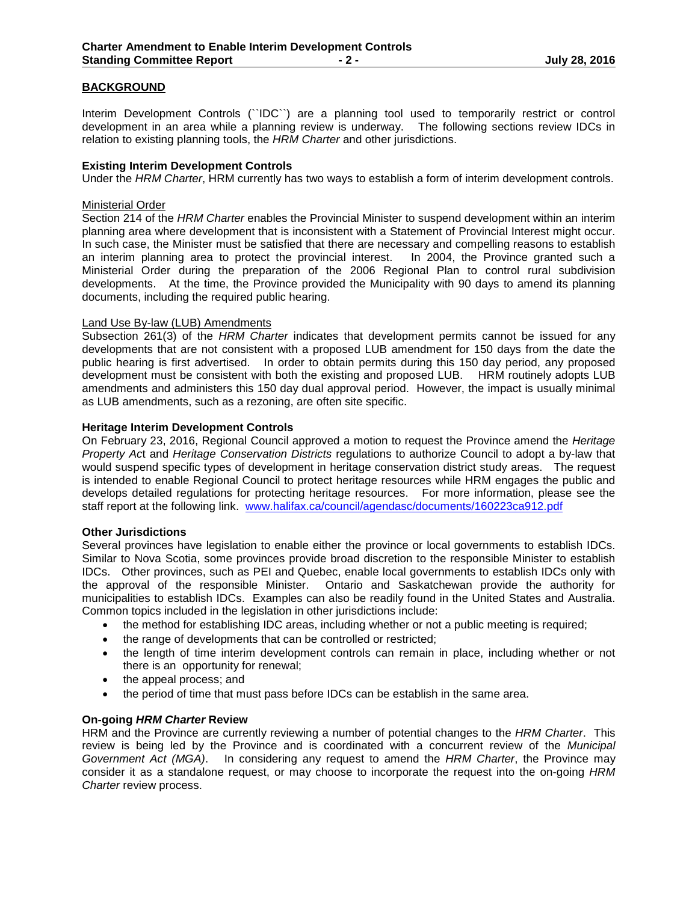## BACKGROUND

Interim Development Controls (``IDC``) are a planning tool used to temporarily restrict or control development in an area while a planning review is underway. The following sections review IDCs in relation to existing planning tools, the *HRM Charter* and other jurisdictions.

### Existing Interim Development Controls

Under the *HRM Charter*, HRM currently has two ways to establish a form of interim development controls.

Ministerial Order

Section 214 of the *HRM Charter* enables the Provincial Minister to suspend development within an interim planning area where development that is inconsistent with a Statement of Provincial Interest might occur. In such case, the Minister must be satisfied that there are necessary and compelling reasons to establish an interim planning area to protect the provincial interest. In 2004, the Province granted such a Ministerial Order during the preparation of the 2006 Regional Plan to control rural subdivision developments. At the time, the Province provided the Municipality with 90 days to amend its planning documents, including the required public hearing.

Land Use By-law (LUB) Amendments

Subsection 261(3) of the *HRM Charter* indicates that development permits cannot be issued for any developments that are not consistent with a proposed LUB amendment for 150 days from the date the public hearing is first advertised. In order to obtain permits during this 150 day period, any proposed development must be consistent with both the existing and proposed LUB. HRM routinely adopts LUB amendments and administers this 150 day dual approval period. However, the impact is usually minimal as LUB amendments, such as a rezoning, are often site specific.

### Heritage Interim Development Controls

On February 23, 2016, Regional Council approved a motion to request the Province amend the *Heritage Property Act* and *Heritage Conservation Districts* regulations to authorize Council to adopt a by-law that would suspend specific types of development in heritage conservation district study areas. The request is intended to enable Regional Council to protect heritage resources while HRM engages the public and develops detailed regulations for protecting heritage resources. For more information, please see the staff report at the following link. www.halifax.ca/council/agendasc/documents/160223ca912.pdf

### Other Jurisdictions

Several provinces have legislation to enable either the province or local governments to establish IDCs. Similar to Nova Scotia, some provinces provide broad discretion to the responsible Minister to establish IDCs. Other provinces, such as PEI and Quebec, enable local governments to establish IDCs only with the approval of the responsible Minister. Ontario and Saskatchewan provide the authority for municipalities to establish IDCs. Examples can also be readily found in the United States and Australia. Common topics included in the legislation in other jurisdictions include:

- the method for establishing IDC areas, including whether or not a public meeting is required;
- the range of developments that can be controlled or restricted;
- the length of time interim development controls can remain in place, including whether or not there is an opportunity for renewal;
- the appeal process; and
- the period of time that must pass before IDCs can be establish in the same area.

### On-going *HRM Charter* Review

HRM and the Province are currently reviewing a number of potential changes to the *HRM Charter*. This review is being led by the Province and is coordinated with a concurrent review of the *Municipal Government Act (MGA)*. In considering any request to amend the *HRM Charter*, the Province may consider it as a standalone request, or may choose to incorporate the request into the on-going *HRM Charter* review process.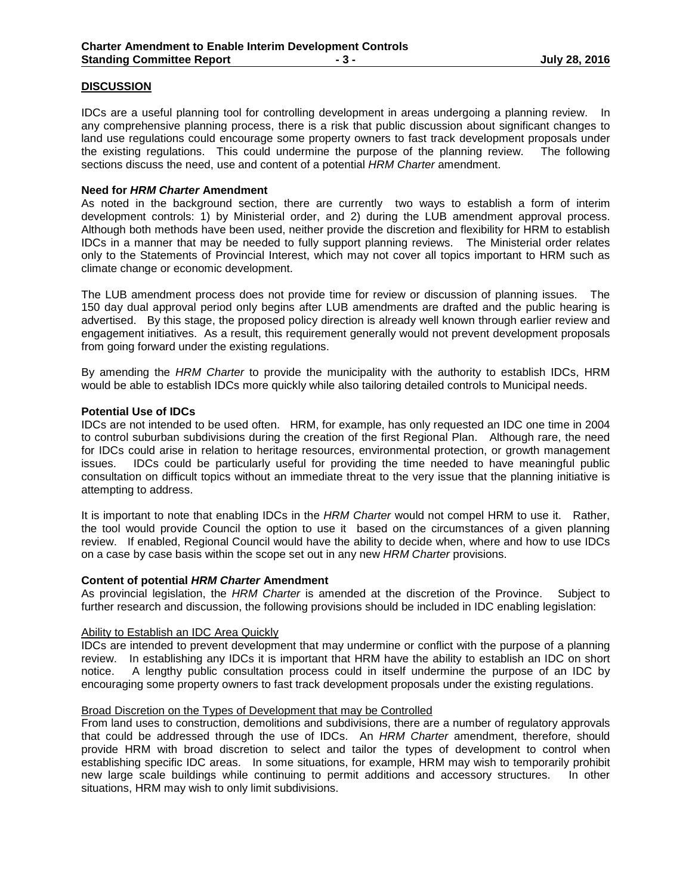## DISCUSSION

IDCs are a useful planning tool for controlling development in areas undergoing a planning review. In any comprehensive planning process, there is a risk that public discussion about significant changes to land use regulations could encourage some property owners to fast track development proposals under the existing regulations. This could undermine the purpose of the planning review. The following sections discuss the need, use and content of a potential *HRM Charter* amendment.

### Need for *HRM Charter* Amendment

As noted in the background section, there are currently two ways to establish a form of interim development controls: 1) by Ministerial order, and 2) during the LUB amendment approval process. Although both methods have been used, neither provide the discretion and flexibility for HRM to establish IDCs in a manner that may be needed to fully support planning reviews. The Ministerial order relates only to the Statements of Provincial Interest, which may not cover all topics important to HRM such as climate change or economic development.

The LUB amendment process does not provide time for review or discussion of planning issues. The 150 day dual approval period only begins after LUB amendments are drafted and the public hearing is advertised. By this stage, the proposed policy direction is already well known through earlier review and engagement initiatives. As a result, this requirement generally would not prevent development proposals from going forward under the existing regulations.

By amending the *HRM Charter* to provide the municipality with the authority to establish IDCs, HRM would be able to establish IDCs more quickly while also tailoring detailed controls to Municipal needs.

### Potential Use of IDCs

IDCs are not intended to be used often. HRM, for example, has only requested an IDC one time in 2004 to control suburban subdivisions during the creation of the first Regional Plan. Although rare, the need for IDCs could arise in relation to heritage resources, environmental protection, or growth management issues. IDCs could be particularly useful for providing the time needed to have meaningful public consultation on difficult topics without an immediate threat to the very issue that the planning initiative is attempting to address.

It is important to note that enabling IDCs in the *HRM Charter* would not compel HRM to use it. Rather, the tool would provide Council the option to use it based on the circumstances of a given planning review. If enabled, Regional Council would have the ability to decide when, where and how to use IDCs on a case by case basis within the scope set out in any new *HRM Charter* provisions.

### Content of potential *HRM Charter* Amendment

As provincial legislation, the *HRM Charter* is amended at the discretion of the Province. Subject to further research and discussion, the following provisions should be included in IDC enabling legislation:

#### Ability to Establish an IDC Area Quickly

IDCs are intended to prevent development that may undermine or conflict with the purpose of a planning review. In establishing any IDCs it is important that HRM have the ability to establish an IDC on short notice. A lengthy public consultation process could in itself undermine the purpose of an IDC by encouraging some property owners to fast track development proposals under the existing regulations.

#### Broad Discretion on the Types of Development that may be Controlled

From land uses to construction, demolitions and subdivisions, there are a number of regulatory approvals that could be addressed through the use of IDCs. An *HRM Charter* amendment, therefore, should provide HRM with broad discretion to select and tailor the types of development to control when establishing specific IDC areas. In some situations, for example, HRM may wish to temporarily prohibit new large scale buildings while continuing to permit additions and accessory structures. In other situations, HRM may wish to only limit subdivisions.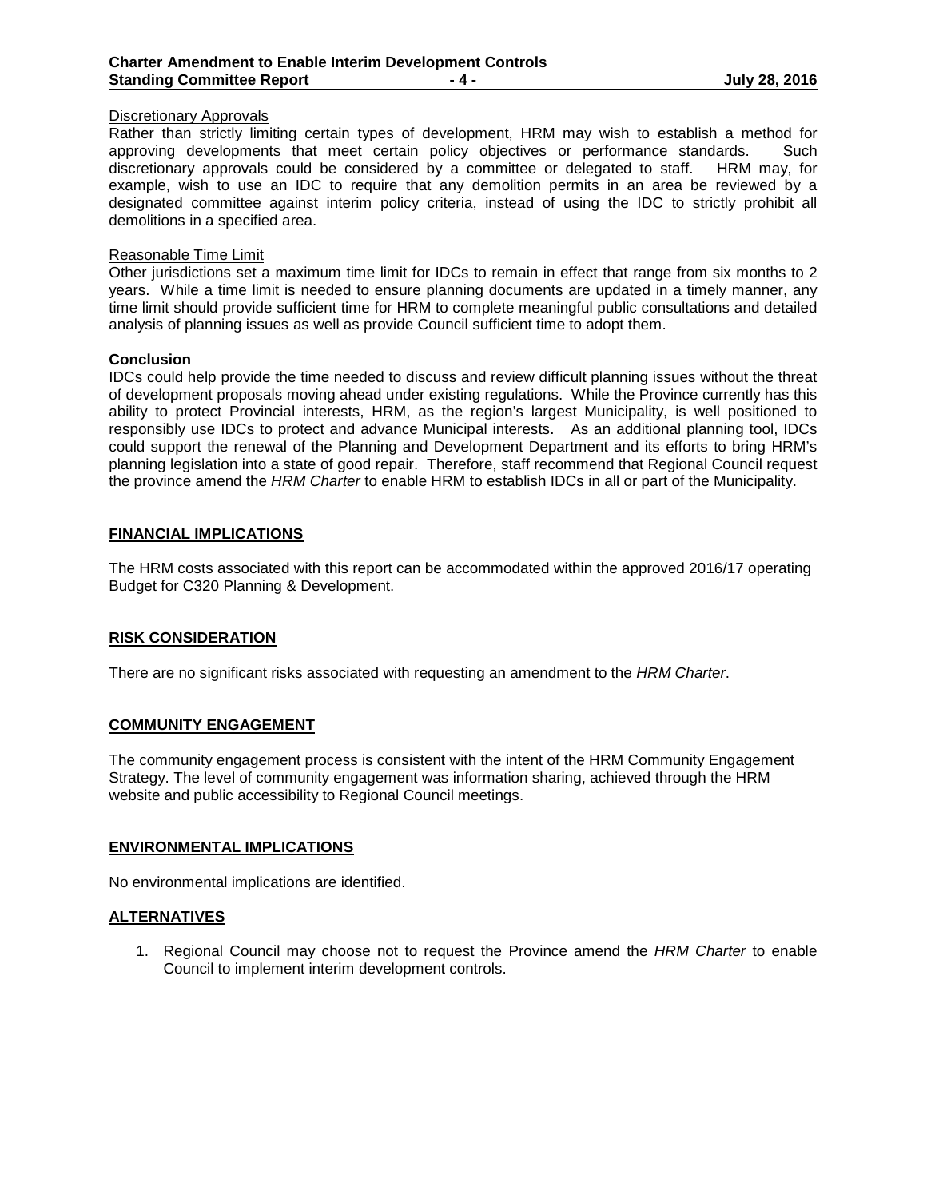Discretionary Approvals

Rather than strictly limiting certain types of development, HRM may wish to establish a method for approving developments that meet certain policy objectives or performance standards. Such discretionary approvals could be considered by a committee or delegated to staff. HRM may, for example, wish to use an IDC to require that any demolition permits in an area be reviewed by a designated committee against interim policy criteria, instead of using the IDC to strictly prohibit all demolitions in a specified area.

Reasonable Time Limit

Other jurisdictions set a maximum time limit for IDCs to remain in effect that range from six months to 2 years. While a time limit is needed to ensure planning documents are updated in a timely manner, any time limit should provide sufficient time for HRM to complete meaningful public consultations and detailed analysis of planning issues as well as provide Council sufficient time to adopt them.

**Conclusion**

IDCs could help provide the time needed to discuss and review difficult planning issues without the threat of development proposals moving ahead under existing regulations. While the Province currently has this ability to protect Provincial interests, HRM, as the region's largest Municipality, is well positioned to responsibly use IDCs to protect and advance Municipal interests. As an additional planning tool, IDCs could support the renewal of the Planning and Development Department and its efforts to bring HRM's planning legislation into a state of good repair. Therefore, staff recommend that Regional Council request the province amend the *HRM Charter* to enable HRM to establish IDCs in all or part of the Municipality.

## FINANCIAL IMPLICATIONS

The HRM costs associated with this report can be accommodated within the approved 2016/17 operating Budget for C320 Planning & Development.

## RISK CONSIDERATION

There are no significant risks associated with requesting an amendment to the *HRM Charter*.

## COMMUNITY ENGAGEMENT

The community engagement process is consistent with the intent of the HRM Community Engagement Strategy. The level of community engagement was information sharing, achieved through the HRM website and public accessibility to Regional Council meetings.

## ENVIRONMENTAL IMPLICATIONS

No environmental implications are identified.

## ALTERNATIVES

1. Regional Council may choose not to request the Province amend the *HRM Charter* to enable Council to implement interim development controls.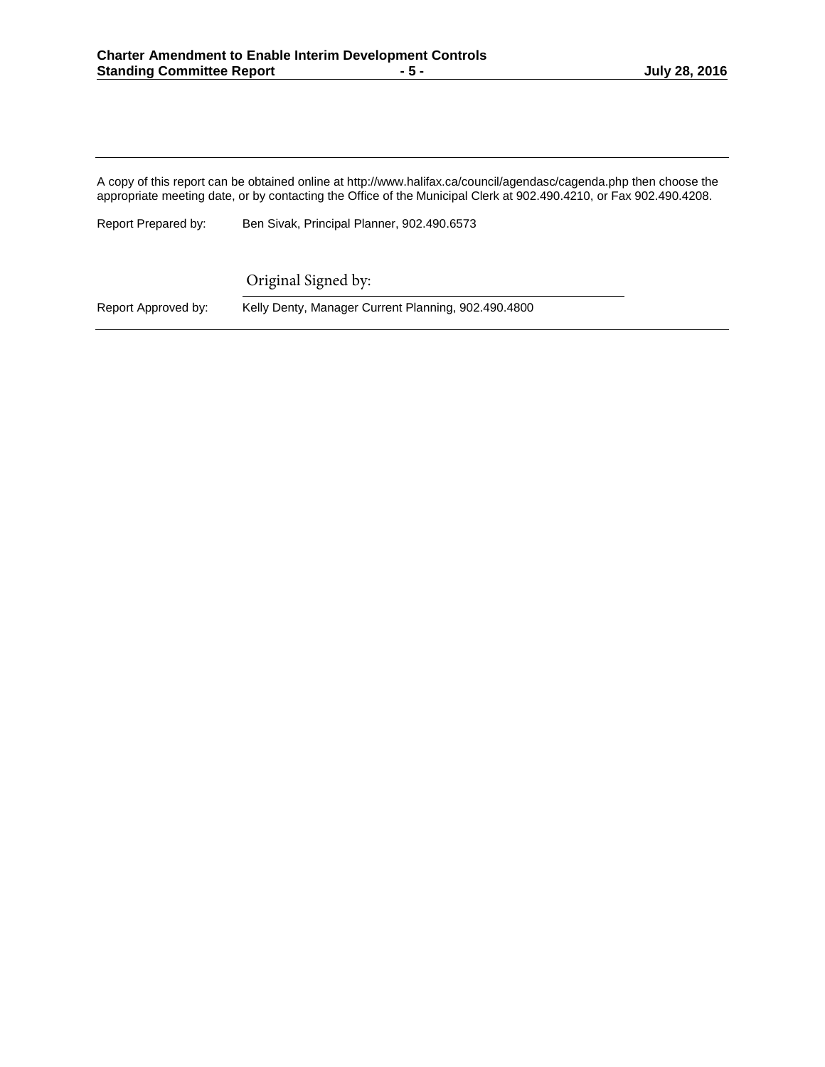---

A copy of this report can be obtained online at http://www.halifax.ca/council/agendasc/cagenda.php then choose the appropriate meeting date, or by contacting the Office of the Municipal Clerk at 902.490.4210, or Fax 902.490.4208.

Report Prepared by: Ben Sivak, Principal Planner, 902.490.6573

Original Signed by:

Report Approved by: Kelly Denty, Manager Current Planning, 902.490.4800

---